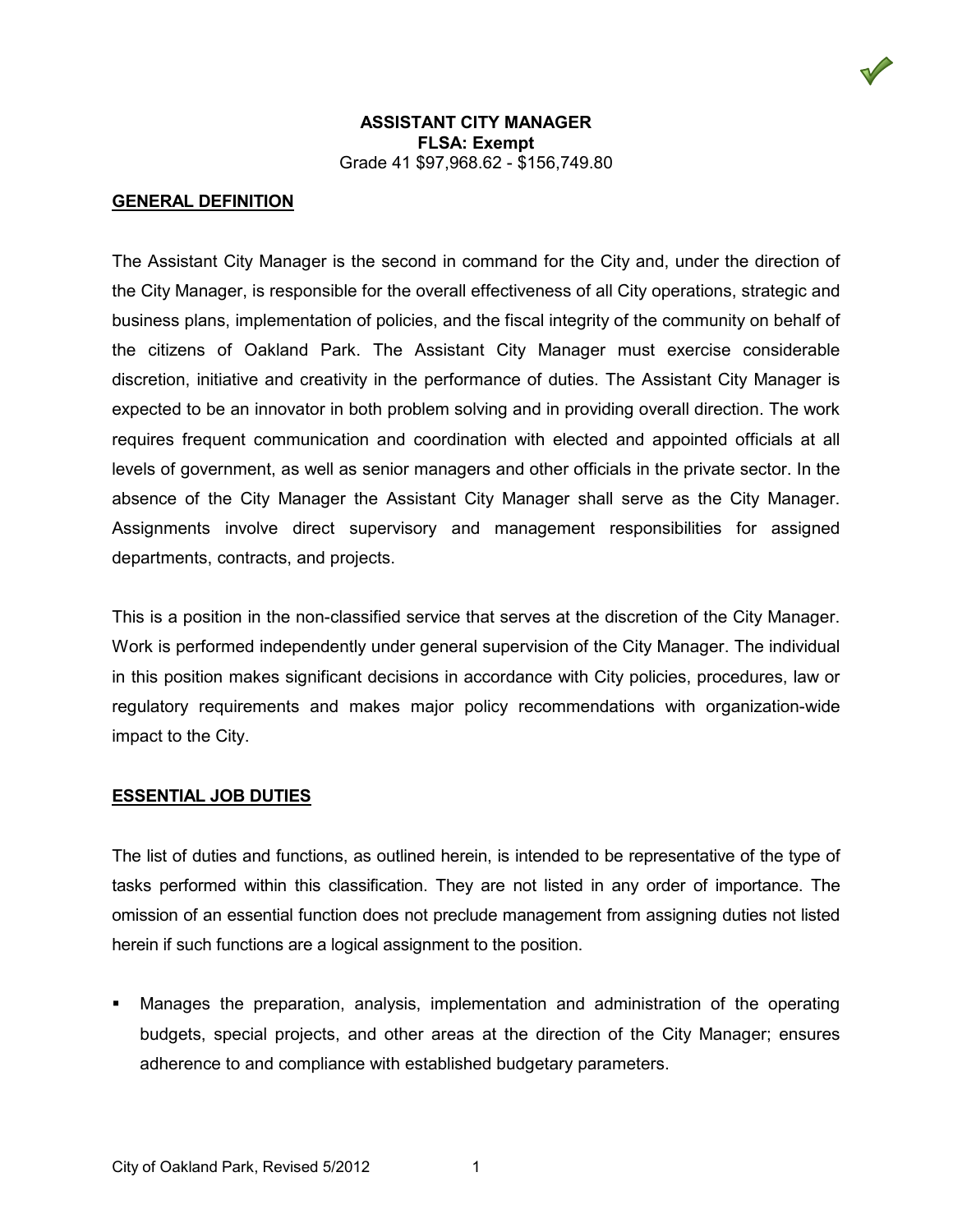# ASSISTANT CITY MANAGER

**FLSA: Exempt**

Grade 41 $97,968.62 - $156,749.80

## GENERAL DEFINITION

The Assistant City Manager is the second in command for the City and, under the direction of the City Manager, is responsible for the overall effectiveness of all City operations, strategic and business plans, implementation of policies, and the fiscal integrity of the community on behalf of the citizens of Oakland Park. The Assistant City Manager must exercise considerable discretion, initiative and creativity in the performance of duties. The Assistant City Manager is expected to be an innovator in both problem solving and in providing overall direction. The work requires frequent communication and coordination with elected and appointed officials at all levels of government, as well as senior managers and other officials in the private sector. In the absence of the City Manager the Assistant City Manager shall serve as the City Manager. Assignments involve direct supervisory and management responsibilities for assigned departments, contracts, and projects.

This is a position in the non-classified service that serves at the discretion of the City Manager. Work is performed independently under general supervision of the City Manager. The individual in this position makes significant decisions in accordance with City policies, procedures, law or regulatory requirements and makes major policy recommendations with organization-wide impact to the City.

## ESSENTIAL JOB DUTIES

The list of duties and functions, as outlined herein, is intended to be representative of the type of tasks performed within this classification. They are not listed in any order of importance. The omission of an essential function does not preclude management from assigning duties not listed herein if such functions are a logical assignment to the position.

- Manages the preparation, analysis, implementation and administration of the operating budgets, special projects, and other areas at the direction of the City Manager; ensures adherence to and compliance with established budgetary parameters.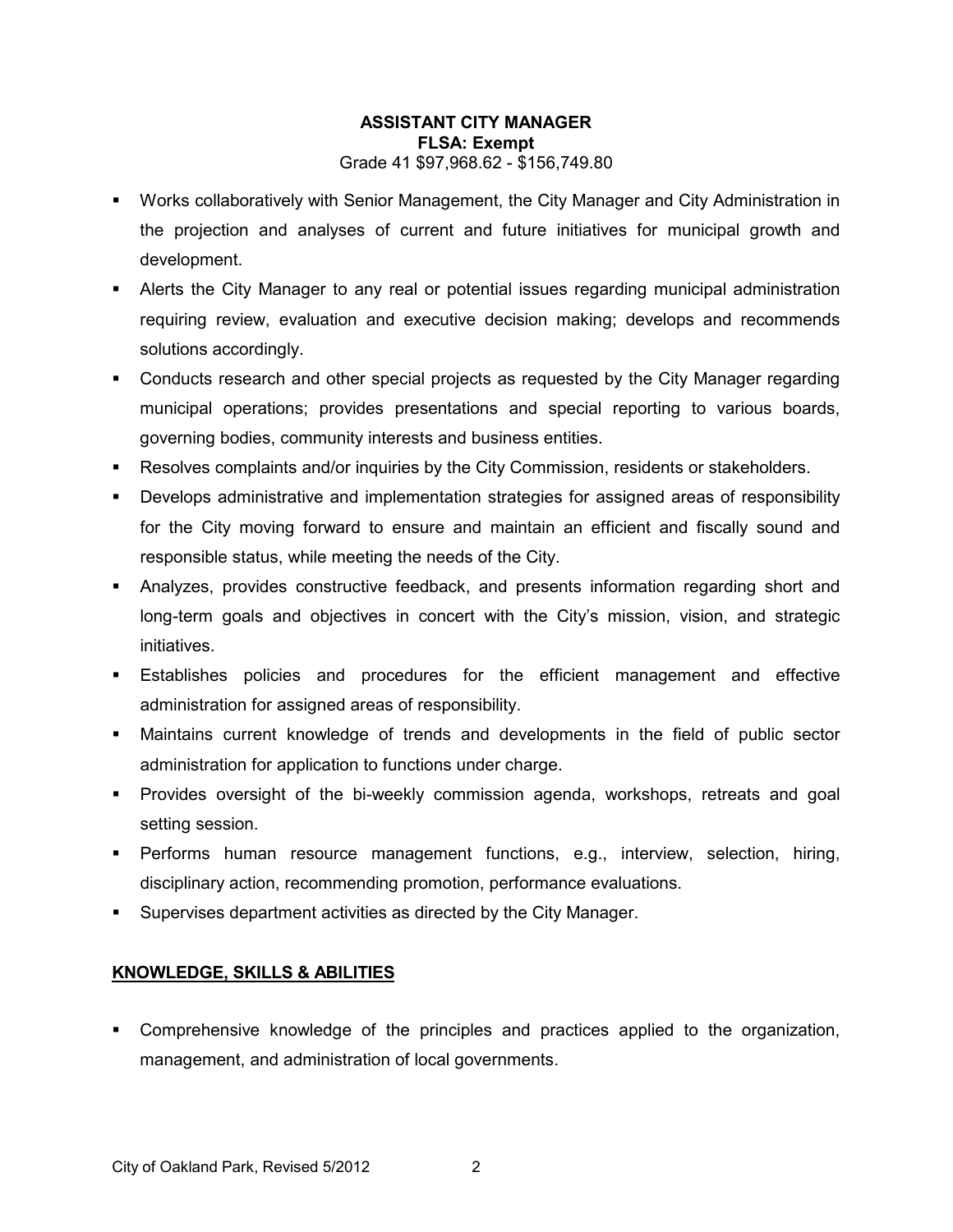**ASSISTANT CITY MANAGER**
**FLSA: Exempt**
Grade 41 $97,968.62 - $156,749.80

- Works collaboratively with Senior Management, the City Manager and City Administration in the projection and analyses of current and future initiatives for municipal growth and development.
- Alerts the City Manager to any real or potential issues regarding municipal administration requiring review, evaluation and executive decision making; develops and recommends solutions accordingly.
- Conducts research and other special projects as requested by the City Manager regarding municipal operations; provides presentations and special reporting to various boards, governing bodies, community interests and business entities.
- Resolves complaints and/or inquiries by the City Commission, residents or stakeholders.
- Develops administrative and implementation strategies for assigned areas of responsibility for the City moving forward to ensure and maintain an efficient and fiscally sound and responsible status, while meeting the needs of the City.
- Analyzes, provides constructive feedback, and presents information regarding short and long-term goals and objectives in concert with the City's mission, vision, and strategic initiatives.
- Establishes policies and procedures for the efficient management and effective administration for assigned areas of responsibility.
- Maintains current knowledge of trends and developments in the field of public sector administration for application to functions under charge.
- Provides oversight of the bi-weekly commission agenda, workshops, retreats and goal setting session.
- Performs human resource management functions, e.g., interview, selection, hiring, disciplinary action, recommending promotion, performance evaluations.
- Supervises department activities as directed by the City Manager.

## KNOWLEDGE, SKILLS & ABILITIES

- Comprehensive knowledge of the principles and practices applied to the organization, management, and administration of local governments.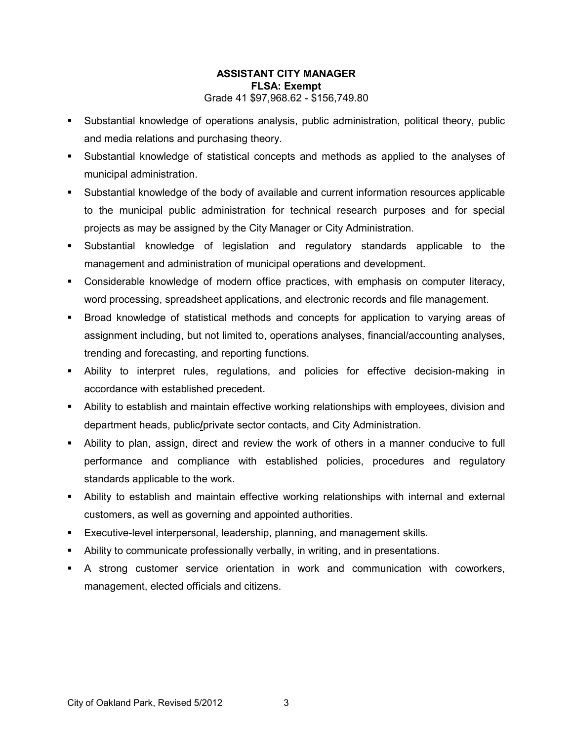**ASSISTANT CITY MANAGER**
**FLSA: Exempt**
Grade 41 $97,968.62 - $156,749.80

- Substantial knowledge of operations analysis, public administration, political theory, public and media relations and purchasing theory.
- Substantial knowledge of statistical concepts and methods as applied to the analyses of municipal administration.
- Substantial knowledge of the body of available and current information resources applicable to the municipal public administration for technical research purposes and for special projects as may be assigned by the City Manager or City Administration.
- Substantial knowledge of legislation and regulatory standards applicable to the management and administration of municipal operations and development.
- Considerable knowledge of modern office practices, with emphasis on computer literacy, word processing, spreadsheet applications, and electronic records and file management.
- Broad knowledge of statistical methods and concepts for application to varying areas of assignment including, but not limited to, operations analyses, financial/accounting analyses, trending and forecasting, and reporting functions.
- Ability to interpret rules, regulations, and policies for effective decision-making in accordance with established precedent.
- Ability to establish and maintain effective working relationships with employees, division and department heads, public/private sector contacts, and City Administration.
- Ability to plan, assign, direct and review the work of others in a manner conducive to full performance and compliance with established policies, procedures and regulatory standards applicable to the work.
- Ability to establish and maintain effective working relationships with internal and external customers, as well as governing and appointed authorities.
- Executive-level interpersonal, leadership, planning, and management skills.
- Ability to communicate professionally verbally, in writing, and in presentations.
- A strong customer service orientation in work and communication with coworkers, management, elected officials and citizens.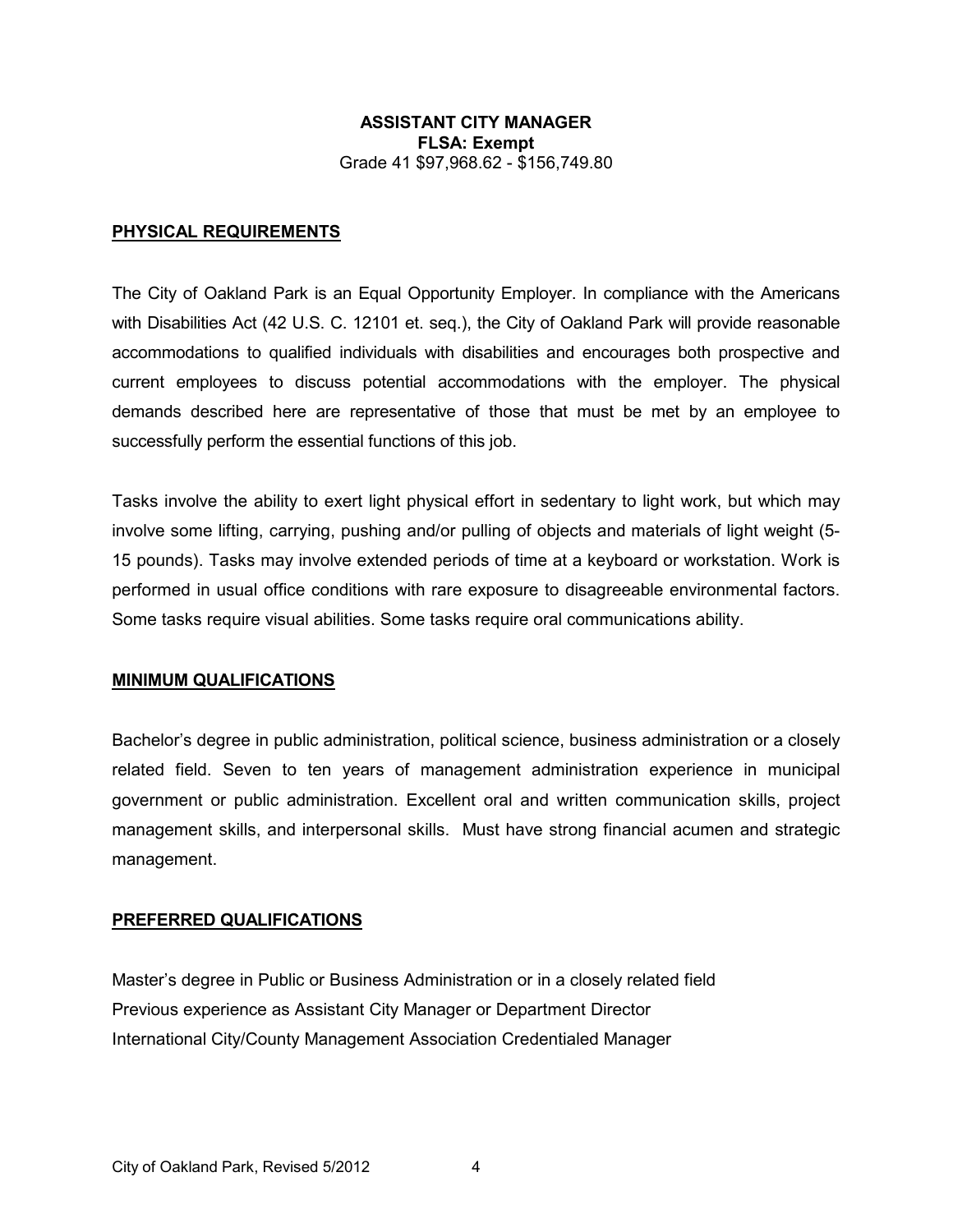**ASSISTANT CITY MANAGER**
**FLSA: Exempt**
Grade 41 $97,968.62 - $156,749.80

## PHYSICAL REQUIREMENTS

The City of Oakland Park is an Equal Opportunity Employer. In compliance with the Americans with Disabilities Act (42 U.S. C. 12101 et. seq.), the City of Oakland Park will provide reasonable accommodations to qualified individuals with disabilities and encourages both prospective and current employees to discuss potential accommodations with the employer. The physical demands described here are representative of those that must be met by an employee to successfully perform the essential functions of this job.

Tasks involve the ability to exert light physical effort in sedentary to light work, but which may involve some lifting, carrying, pushing and/or pulling of objects and materials of light weight (5-15 pounds). Tasks may involve extended periods of time at a keyboard or workstation. Work is performed in usual office conditions with rare exposure to disagreeable environmental factors. Some tasks require visual abilities. Some tasks require oral communications ability.

## MINIMUM QUALIFICATIONS

Bachelor's degree in public administration, political science, business administration or a closely related field. Seven to ten years of management administration experience in municipal government or public administration. Excellent oral and written communication skills, project management skills, and interpersonal skills. Must have strong financial acumen and strategic management.

## PREFERRED QUALIFICATIONS

Master's degree in Public or Business Administration or in a closely related field
Previous experience as Assistant City Manager or Department Director
International City/County Management Association Credentialed Manager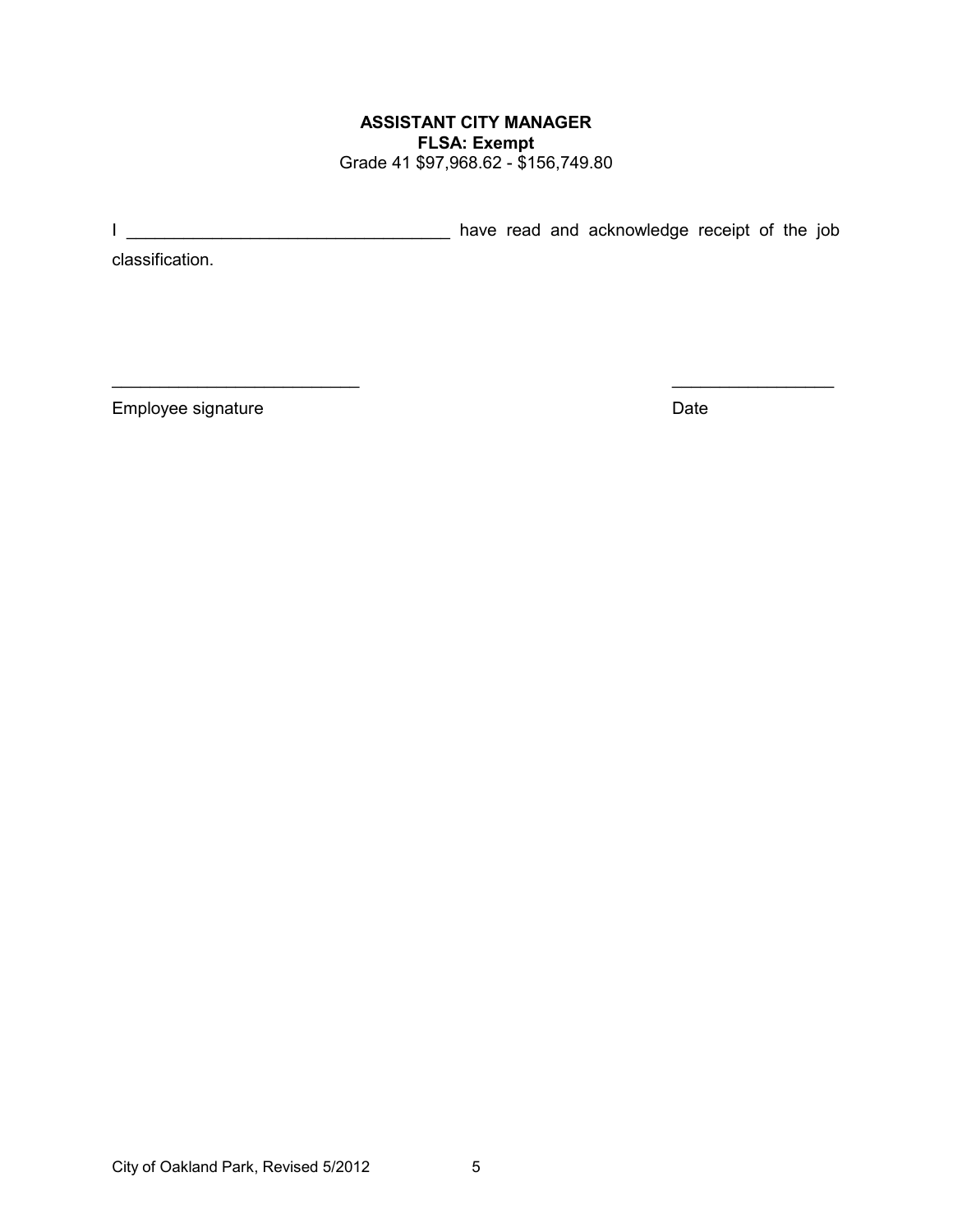**ASSISTANT CITY MANAGER**
**FLSA: Exempt**
Grade 41 $97,968.62 - $156,749.80

I ________________________________ have read and acknowledge receipt of the job classification.

___________________________ ________________

Employee signature Date